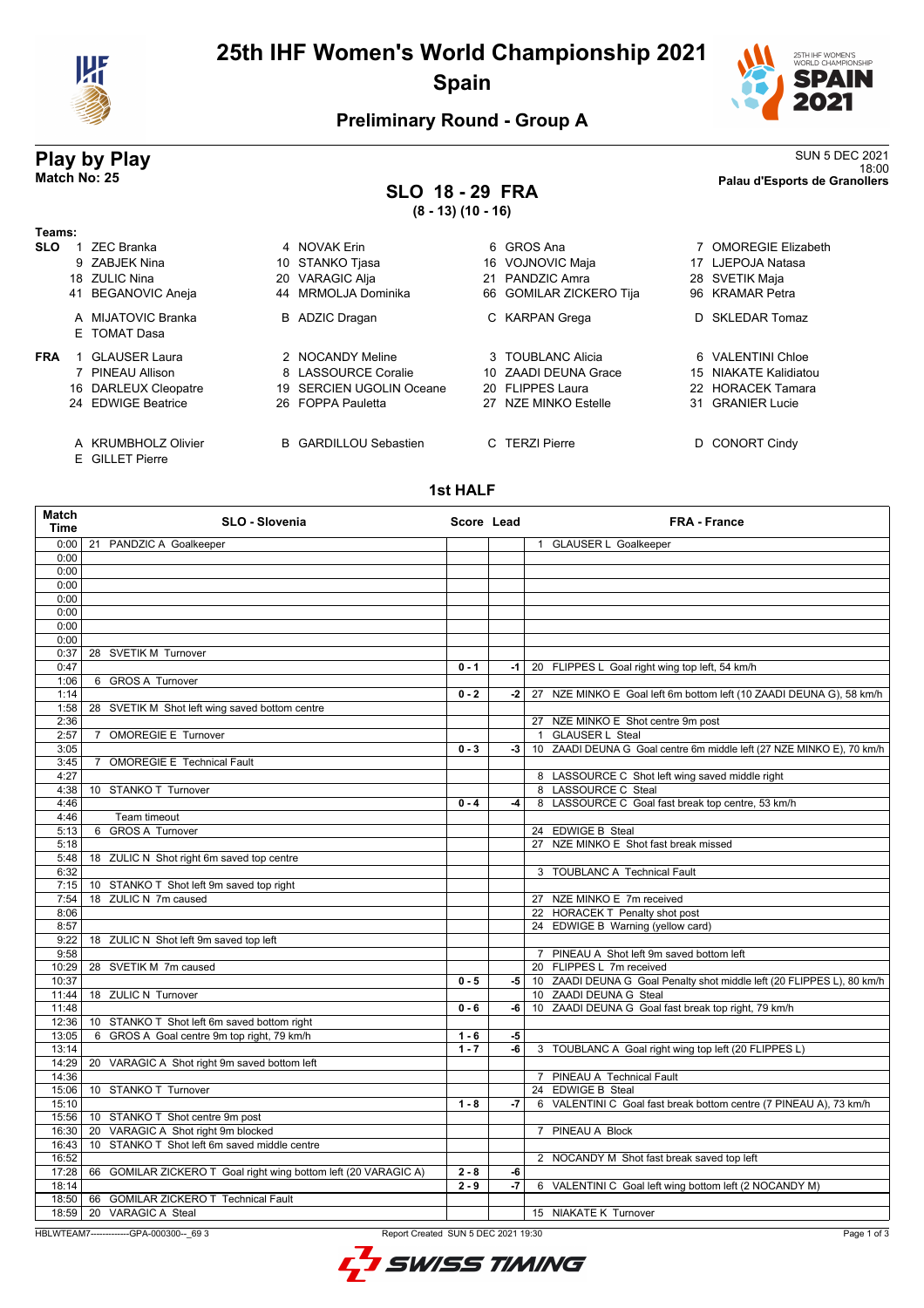# 25th IHF Women's World Championship 2021

## Spain

### Preliminary Round - Group A

## Play by Play

**Match No: 25**

SUN 5 DEC 2021
18:00
**Palau d'Esports de Granollers**

### SLO 18 - 29 FRA

**(8 - 13) (10 - 16)**

**Teams:**

**SLO**

| | | | |
|---|---|---|---|
| 1 ZEC Branka | 4 NOVAK Erin | 6 GROS Ana | 7 OMOREGIE Elizabeth |
| 9 ZABJEK Nina | 10 STANKO Tjasa | 16 VOJNOVIC Maja | 17 LJEPOJA Natasa |
| 18 ZULIC Nina | 20 VARAGIC Alja | 21 PANDZIC Amra | 28 SVETIK Maja |
| 41 BEGANOVIC Aneja | 44 MRMOLJA Dominika | 66 GOMILAR ZICKERO Tija | 96 KRAMAR Petra |
| A MIJATOVIC Branka | B ADZIC Dragan | C KARPAN Grega | D SKLEDAR Tomaz |
| E TOMAT Dasa | | | |

**FRA**

| | | | |
|---|---|---|---|
| 1 GLAUSER Laura | 2 NOCANDY Meline | 3 TOUBLANC Alicia | 6 VALENTINI Chloe |
| 7 PINEAU Allison | 8 LASSOURCE Coralie | 10 ZAADI DEUNA Grace | 15 NIAKATE Kalidiatou |
| 16 DARLEUX Cleopatre | 19 SERCIEN UGOLIN Oceane | 20 FLIPPES Laura | 22 HORACEK Tamara |
| 24 EDWIGE Beatrice | 26 FOPPA Pauletta | 27 NZE MINKO Estelle | 31 GRANIER Lucie |
| A KRUMBHOLZ Olivier | B GARDILLOU Sebastien | C TERZI Pierre | D CONORT Cindy |
| E GILLET Pierre | | | |

### 1st HALF

| Match Time | SLO - Slovenia | Score | Lead | FRA - France |
|---|---|---|---|---|
| 0:00 | 21 PANDZIC A Goalkeeper | | | 1 GLAUSER L Goalkeeper |
| 0:00 | | | | |
| 0:00 | | | | |
| 0:00 | | | | |
| 0:00 | | | | |
| 0:00 | | | | |
| 0:00 | | | | |
| 0:00 | | | | |
| 0:37 | 28 SVETIK M Turnover | | | |
| 0:47 | | 0 - 1 | -1 | 20 FLIPPES L Goal right wing top left, 54 km/h |
| 1:06 | 6 GROS A Turnover | | | |
| 1:14 | | 0 - 2 | -2 | 27 NZE MINKO E Goal left 6m bottom left (10 ZAADI DEUNA G), 58 km/h |
| 1:58 | 28 SVETIK M Shot left wing saved bottom centre | | | |
| 2:36 | | | | 27 NZE MINKO E Shot centre 9m post |
| 2:57 | 7 OMOREGIE E Turnover | | | 1 GLAUSER L Steal |
| 3:05 | | 0 - 3 | -3 | 10 ZAADI DEUNA G Goal centre 6m middle left (27 NZE MINKO E), 70 km/h |
| 3:45 | 7 OMOREGIE E Technical Fault | | | |
| 4:27 | | | | 8 LASSOURCE C Shot left wing saved middle right |
| 4:38 | 10 STANKO T Turnover | | | 8 LASSOURCE C Steal |
| 4:46 | | 0 - 4 | -4 | 8 LASSOURCE C Goal fast break top centre, 53 km/h |
| 4:46 | Team timeout | | | |
| 5:13 | 6 GROS A Turnover | | | 24 EDWIGE B Steal |
| 5:18 | | | | 27 NZE MINKO E Shot fast break missed |
| 5:48 | 18 ZULIC N Shot right 6m saved top centre | | | |
| 6:32 | | | | 3 TOUBLANC A Technical Fault |
| 7:15 | 10 STANKO T Shot left 9m saved top right | | | |
| 7:54 | 18 ZULIC N 7m caused | | | 27 NZE MINKO E 7m received |
| 8:06 | | | | 22 HORACEK T Penalty shot post |
| 8:57 | | | | 24 EDWIGE B Warning (yellow card) |
| 9:22 | 18 ZULIC N Shot left 9m saved top left | | | |
| 9:58 | | | | 7 PINEAU A Shot left 9m saved bottom left |
| 10:29 | 28 SVETIK M 7m caused | | | 20 FLIPPES L 7m received |
| 10:37 | | 0 - 5 | -5 | 10 ZAADI DEUNA G Goal Penalty shot middle left (20 FLIPPES L), 80 km/h |
| 11:44 | 18 ZULIC N Turnover | | | 10 ZAADI DEUNA G Steal |
| 11:48 | | 0 - 6 | -6 | 10 ZAADI DEUNA G Goal fast break top right, 79 km/h |
| 12:36 | 10 STANKO T Shot left 6m saved bottom right | | | |
| 13:05 | 6 GROS A Goal centre 9m top right, 79 km/h | 1 - 6 | -5 | |
| 13:14 | | 1 - 7 | -6 | 3 TOUBLANC A Goal right wing top left (20 FLIPPES L) |
| 14:29 | 20 VARAGIC A Shot right 9m saved bottom left | | | |
| 14:36 | | | | 7 PINEAU A Technical Fault |
| 15:06 | 10 STANKO T Turnover | | | 24 EDWIGE B Steal |
| 15:10 | | 1 - 8 | -7 | 6 VALENTINI C Goal fast break bottom centre (7 PINEAU A), 73 km/h |
| 15:56 | 10 STANKO T Shot centre 9m post | | | |
| 16:30 | 20 VARAGIC A Shot right 9m blocked | | | 7 PINEAU A Block |
| 16:43 | 10 STANKO T Shot left 6m saved middle centre | | | |
| 16:52 | | | | 2 NOCANDY M Shot fast break saved top left |
| 17:28 | 66 GOMILAR ZICKERO T Goal right wing bottom left (20 VARAGIC A) | 2 - 8 | -6 | |
| 18:14 | | 2 - 9 | -7 | 6 VALENTINI C Goal left wing bottom left (2 NOCANDY M) |
| 18:50 | 66 GOMILAR ZICKERO T Technical Fault | | | |
| 18:59 | 20 VARAGIC A Steal | | | 15 NIAKATE K Turnover |

HBLWTEAM7-------------GPA-000300--_69 3    Report Created SUN 5 DEC 2021 19:30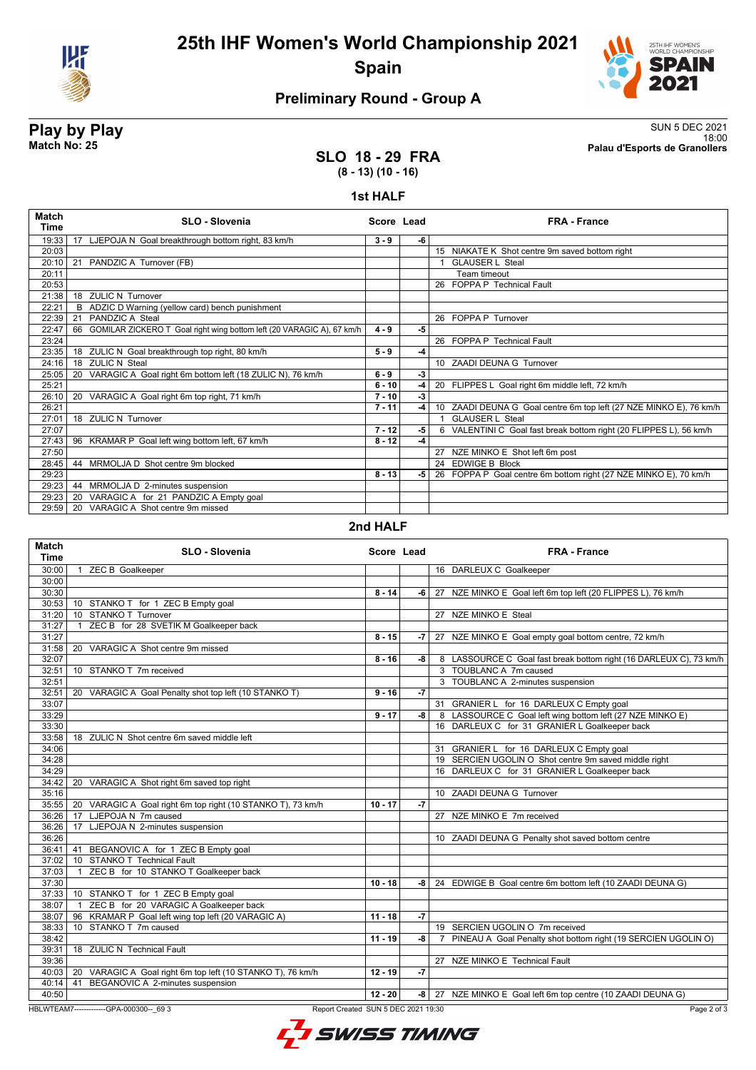# 25th IHF Women's World Championship 2021

## Spain

### Preliminary Round - Group A

**Play by Play**
**Match No: 25**

SUN 5 DEC 2021
18:00
**Palau d'Esports de Granollers**

## SLO 18 - 29 FRA

**(8 - 13) (10 - 16)**

### 1st HALF

| Match Time | SLO - Slovenia | Score | Lead | FRA - France |
|---|---|---|---|---|
| 19:33 | 17 LJEPOJA N Goal breakthrough bottom right, 83 km/h | 3 - 9 | -6 | |
| 20:03 | | | | 15 NIAKATE K Shot centre 9m saved bottom right |
| 20:10 | 21 PANDZIC A Turnover (FB) | | | 1 GLAUSER L Steal |
| 20:11 | | | | Team timeout |
| 20:53 | | | | 26 FOPPA P Technical Fault |
| 21:38 | 18 ZULIC N Turnover | | | |
| 22:21 | B ADZIC D Warning (yellow card) bench punishment | | | |
| 22:39 | 21 PANDZIC A Steal | | | 26 FOPPA P Turnover |
| 22:47 | 66 GOMILAR ZICKERO T Goal right wing bottom left (20 VARAGIC A), 67 km/h | 4 - 9 | -5 | |
| 23:24 | | | | 26 FOPPA P Technical Fault |
| 23:35 | 18 ZULIC N Goal breakthrough top right, 80 km/h | 5 - 9 | -4 | |
| 24:16 | 18 ZULIC N Steal | | | 10 ZAADI DEUNA G Turnover |
| 25:05 | 20 VARAGIC A Goal right 6m bottom left (18 ZULIC N), 76 km/h | 6 - 9 | -3 | |
| 25:21 | | 6 - 10 | -4 | 20 FLIPPES L Goal right 6m middle left, 72 km/h |
| 26:10 | 20 VARAGIC A Goal right 6m top right, 71 km/h | 7 - 10 | -3 | |
| 26:21 | | 7 - 11 | -4 | 10 ZAADI DEUNA G Goal centre 6m top left (27 NZE MINKO E), 76 km/h |
| 27:01 | 18 ZULIC N Turnover | | | 1 GLAUSER L Steal |
| 27:07 | | 7 - 12 | -5 | 6 VALENTINI C Goal fast break bottom right (20 FLIPPES L), 56 km/h |
| 27:43 | 96 KRAMAR P Goal left wing bottom left, 67 km/h | 8 - 12 | -4 | |
| 27:50 | | | | 27 NZE MINKO E Shot left 6m post |
| 28:45 | 44 MRMOLJA D Shot centre 9m blocked | | | 24 EDWIGE B Block |
| 29:23 | | 8 - 13 | -5 | 26 FOPPA P Goal centre 6m bottom right (27 NZE MINKO E), 70 km/h |
| 29:23 | 44 MRMOLJA D 2-minutes suspension | | | |
| 29:23 | 20 VARAGIC A for 21 PANDZIC A Empty goal | | | |
| 29:59 | 20 VARAGIC A Shot centre 9m missed | | | |

### 2nd HALF

| Match Time | SLO - Slovenia | Score | Lead | FRA - France |
|---|---|---|---|---|
| 30:00 | 1 ZEC B Goalkeeper | | | 16 DARLEUX C Goalkeeper |
| 30:00 | | | | |
| 30:30 | | 8 - 14 | -6 | 27 NZE MINKO E Goal left 6m top left (20 FLIPPES L), 76 km/h |
| 30:53 | 10 STANKO T for 1 ZEC B Empty goal | | | |
| 31:20 | 10 STANKO T Turnover | | | 27 NZE MINKO E Steal |
| 31:27 | 1 ZEC B for 28 SVETIK M Goalkeeper back | | | |
| 31:27 | | 8 - 15 | -7 | 27 NZE MINKO E Goal empty goal bottom centre, 72 km/h |
| 31:58 | 20 VARAGIC A Shot centre 9m missed | | | |
| 32:07 | | 8 - 16 | -8 | 8 LASSOURCE C Goal fast break bottom right (16 DARLEUX C), 73 km/h |
| 32:51 | 10 STANKO T 7m received | | | 3 TOUBLANC A 7m caused |
| 32:51 | | | | 3 TOUBLANC A 2-minutes suspension |
| 32:51 | 20 VARAGIC A Goal Penalty shot top left (10 STANKO T) | 9 - 16 | -7 | |
| 33:07 | | | | 31 GRANIER L for 16 DARLEUX C Empty goal |
| 33:29 | | 9 - 17 | -8 | 8 LASSOURCE C Goal left wing bottom left (27 NZE MINKO E) |
| 33:30 | | | | 16 DARLEUX C for 31 GRANIER L Goalkeeper back |
| 33:58 | 18 ZULIC N Shot centre 6m saved middle left | | | |
| 34:06 | | | | 31 GRANIER L for 16 DARLEUX C Empty goal |
| 34:28 | | | | 19 SERCIEN UGOLIN O Shot centre 9m saved middle right |
| 34:29 | | | | 16 DARLEUX C for 31 GRANIER L Goalkeeper back |
| 34:42 | 20 VARAGIC A Shot right 6m saved top right | | | |
| 35:16 | | | | 10 ZAADI DEUNA G Turnover |
| 35:55 | 20 VARAGIC A Goal right 6m top right (10 STANKO T), 73 km/h | 10 - 17 | -7 | |
| 36:26 | 17 LJEPOJA N 7m caused | | | 27 NZE MINKO E 7m received |
| 36:26 | 17 LJEPOJA N 2-minutes suspension | | | |
| 36:26 | | | | 10 ZAADI DEUNA G Penalty shot saved bottom centre |
| 36:41 | 41 BEGANOVIC A for 1 ZEC B Empty goal | | | |
| 37:02 | 10 STANKO T Technical Fault | | | |
| 37:03 | 1 ZEC B for 10 STANKO T Goalkeeper back | | | |
| 37:30 | | 10 - 18 | -8 | 24 EDWIGE B Goal centre 6m bottom left (10 ZAADI DEUNA G) |
| 37:33 | 10 STANKO T for 1 ZEC B Empty goal | | | |
| 38:07 | 1 ZEC B for 20 VARAGIC A Goalkeeper back | | | |
| 38:07 | 96 KRAMAR P Goal left wing top left (20 VARAGIC A) | 11 - 18 | -7 | |
| 38:33 | 10 STANKO T 7m caused | | | 19 SERCIEN UGOLIN O 7m received |
| 38:42 | | 11 - 19 | -8 | 7 PINEAU A Goal Penalty shot bottom right (19 SERCIEN UGOLIN O) |
| 39:31 | 18 ZULIC N Technical Fault | | | |
| 39:36 | | | | 27 NZE MINKO E Technical Fault |
| 40:03 | 20 VARAGIC A Goal right 6m top left (10 STANKO T), 76 km/h | 12 - 19 | -7 | |
| 40:14 | 41 BEGANOVIC A 2-minutes suspension | | | |
| 40:50 | | 12 - 20 | -8 | 27 NZE MINKO E Goal left 6m top centre (10 ZAADI DEUNA G) |

HBLWTEAM7-------------GPA-000300--_69 3 Report Created SUN 5 DEC 2021 19:30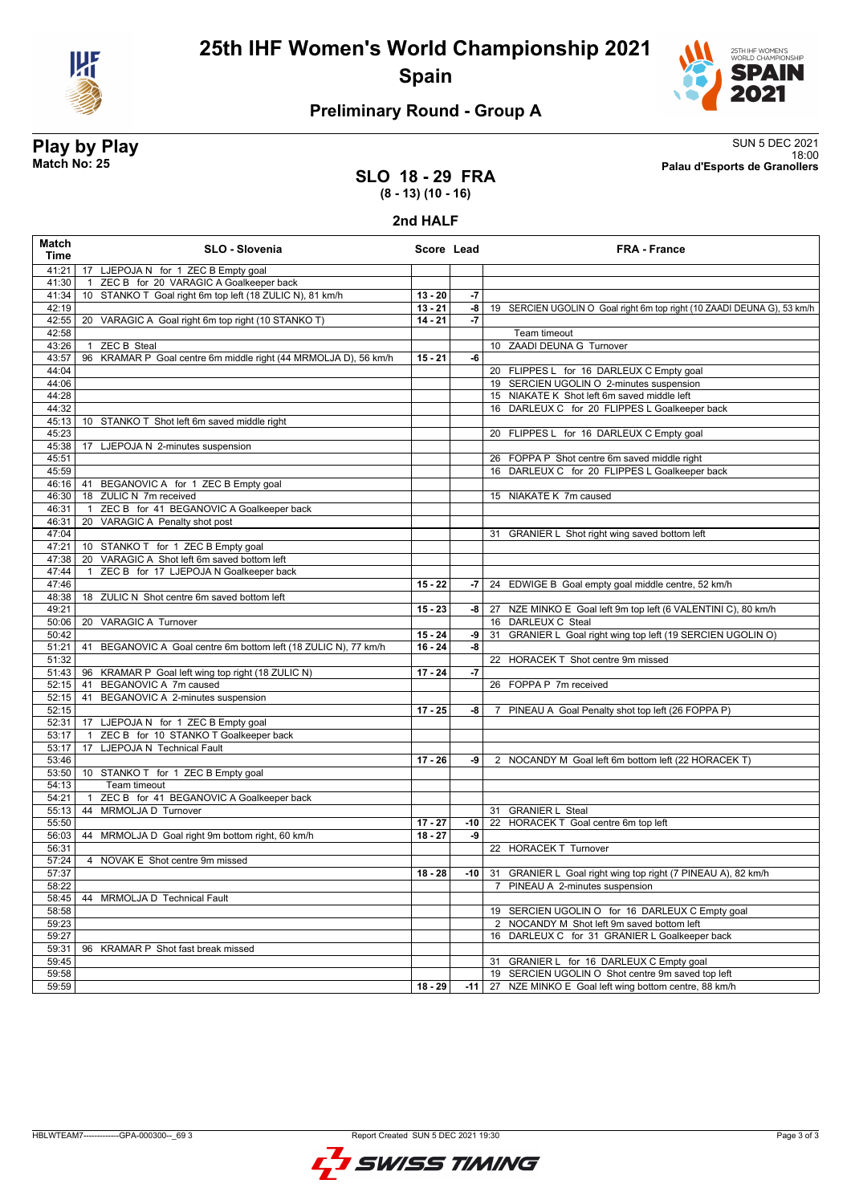# 25th IHF Women's World Championship 2021

## Spain

### Preliminary Round - Group A

**Play by Play**
**Match No: 25**

SUN 5 DEC 2021
18:00
**Palau d'Esports de Granollers**

## SLO 18 - 29 FRA

**(8 - 13) (10 - 16)**

### 2nd HALF

| Match Time | SLO - Slovenia | Score | Lead | FRA - France |
|---|---|---|---|---|
| 41:21 | 17 LJEPOJA N for 1 ZEC B Empty goal | | | |
| 41:30 | 1 ZEC B for 20 VARAGIC A Goalkeeper back | | | |
| 41:34 | 10 STANKO T Goal right 6m top left (18 ZULIC N), 81 km/h | 13 - 20 | -7 | |
| 42:19 | | 13 - 21 | -8 | 19 SERCIEN UGOLIN O Goal right 6m top right (10 ZAADI DEUNA G), 53 km/h |
| 42:55 | 20 VARAGIC A Goal right 6m top right (10 STANKO T) | 14 - 21 | -7 | |
| 42:58 | | | | Team timeout |
| 43:26 | 1 ZEC B Steal | | | 10 ZAADI DEUNA G Turnover |
| 43:57 | 96 KRAMAR P Goal centre 6m middle right (44 MRMOLJA D), 56 km/h | 15 - 21 | -6 | |
| 44:04 | | | | 20 FLIPPES L for 16 DARLEUX C Empty goal |
| 44:06 | | | | 19 SERCIEN UGOLIN O 2-minutes suspension |
| 44:28 | | | | 15 NIAKATE K Shot left 6m saved middle left |
| 44:32 | | | | 16 DARLEUX C for 20 FLIPPES L Goalkeeper back |
| 45:13 | 10 STANKO T Shot left 6m saved middle right | | | |
| 45:23 | | | | 20 FLIPPES L for 16 DARLEUX C Empty goal |
| 45:38 | 17 LJEPOJA N 2-minutes suspension | | | |
| 45:51 | | | | 26 FOPPA P Shot centre 6m saved middle right |
| 45:59 | | | | 16 DARLEUX C for 20 FLIPPES L Goalkeeper back |
| 46:16 | 41 BEGANOVIC A for 1 ZEC B Empty goal | | | |
| 46:30 | 18 ZULIC N 7m received | | | 15 NIAKATE K 7m caused |
| 46:31 | 1 ZEC B for 41 BEGANOVIC A Goalkeeper back | | | |
| 46:31 | 20 VARAGIC A Penalty shot post | | | |
| 47:04 | | | | 31 GRANIER L Shot right wing saved bottom left |
| 47:21 | 10 STANKO T for 1 ZEC B Empty goal | | | |
| 47:38 | 20 VARAGIC A Shot left 6m saved bottom left | | | |
| 47:44 | 1 ZEC B for 17 LJEPOJA N Goalkeeper back | | | |
| 47:46 | | 15 - 22 | -7 | 24 EDWIGE B Goal empty goal middle centre, 52 km/h |
| 48:38 | 18 ZULIC N Shot centre 6m saved bottom left | | | |
| 49:21 | | 15 - 23 | -8 | 27 NZE MINKO E Goal left 9m top left (6 VALENTINI C), 80 km/h |
| 50:06 | 20 VARAGIC A Turnover | | | 16 DARLEUX C Steal |
| 50:42 | | 15 - 24 | -9 | 31 GRANIER L Goal right wing top left (19 SERCIEN UGOLIN O) |
| 51:21 | 41 BEGANOVIC A Goal centre 6m bottom left (18 ZULIC N), 77 km/h | 16 - 24 | -8 | |
| 51:32 | | | | 22 HORACEK T Shot centre 9m missed |
| 51:43 | 96 KRAMAR P Goal left wing top right (18 ZULIC N) | 17 - 24 | -7 | |
| 52:15 | 41 BEGANOVIC A 7m caused | | | 26 FOPPA P 7m received |
| 52:15 | 41 BEGANOVIC A 2-minutes suspension | | | |
| 52:15 | | 17 - 25 | -8 | 7 PINEAU A Goal Penalty shot top left (26 FOPPA P) |
| 52:31 | 17 LJEPOJA N for 1 ZEC B Empty goal | | | |
| 53:17 | 1 ZEC B for 10 STANKO T Goalkeeper back | | | |
| 53:17 | 17 LJEPOJA N Technical Fault | | | |
| 53:46 | | 17 - 26 | -9 | 2 NOCANDY M Goal left 6m bottom left (22 HORACEK T) |
| 53:50 | 10 STANKO T for 1 ZEC B Empty goal | | | |
| 54:13 | Team timeout | | | |
| 54:21 | 1 ZEC B for 41 BEGANOVIC A Goalkeeper back | | | |
| 55:13 | 44 MRMOLJA D Turnover | | | 31 GRANIER L Steal |
| 55:50 | | 17 - 27 | -10 | 22 HORACEK T Goal centre 6m top left |
| 56:03 | 44 MRMOLJA D Goal right 9m bottom right, 60 km/h | 18 - 27 | -9 | |
| 56:31 | | | | 22 HORACEK T Turnover |
| 57:24 | 4 NOVAK E Shot centre 9m missed | | | |
| 57:37 | | 18 - 28 | -10 | 31 GRANIER L Goal right wing top right (7 PINEAU A), 82 km/h |
| 58:22 | | | | 7 PINEAU A 2-minutes suspension |
| 58:45 | 44 MRMOLJA D Technical Fault | | | |
| 58:58 | | | | 19 SERCIEN UGOLIN O for 16 DARLEUX C Empty goal |
| 59:23 | | | | 2 NOCANDY M Shot left 9m saved bottom left |
| 59:27 | | | | 16 DARLEUX C for 31 GRANIER L Goalkeeper back |
| 59:31 | 96 KRAMAR P Shot fast break missed | | | |
| 59:45 | | | | 31 GRANIER L for 16 DARLEUX C Empty goal |
| 59:58 | | | | 19 SERCIEN UGOLIN O Shot centre 9m saved top left |
| 59:59 | | 18 - 29 | -11 | 27 NZE MINKO E Goal left wing bottom centre, 88 km/h |

HBLWTEAM7-------------GPA-000300--_69 3 Report Created SUN 5 DEC 2021 19:30